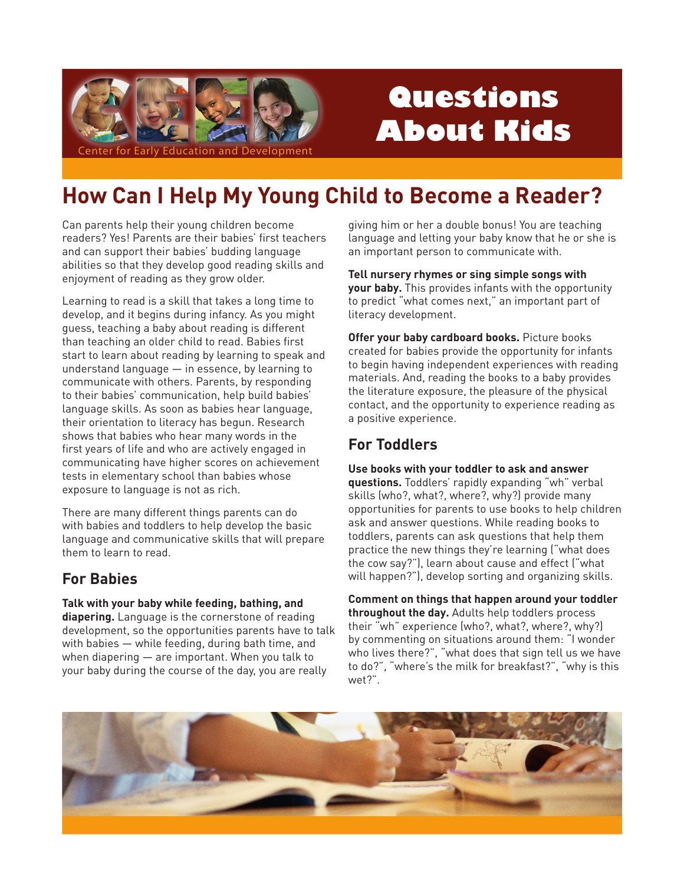Center for Early Education and Development

# Questions About Kids

## How Can I Help My Young Child to Become a Reader?

Can parents help their young children become readers? Yes! Parents are their babies' first teachers and can support their babies' budding language abilities so that they develop good reading skills and enjoyment of reading as they grow older.

Learning to read is a skill that takes a long time to develop, and it begins during infancy. As you might guess, teaching a baby about reading is different than teaching an older child to read. Babies first start to learn about reading by learning to speak and understand language — in essence, by learning to communicate with others. Parents, by responding to their babies' communication, help build babies' language skills. As soon as babies hear language, their orientation to literacy has begun. Research shows that babies who hear many words in the first years of life and who are actively engaged in communicating have higher scores on achievement tests in elementary school than babies whose exposure to language is not as rich.

There are many different things parents can do with babies and toddlers to help develop the basic language and communicative skills that will prepare them to learn to read.

### For Babies

**Talk with your baby while feeding, bathing, and diapering.** Language is the cornerstone of reading development, so the opportunities parents have to talk with babies — while feeding, during bath time, and when diapering — are important. When you talk to your baby during the course of the day, you are really giving him or her a double bonus! You are teaching language and letting your baby know that he or she is an important person to communicate with.

**Tell nursery rhymes or sing simple songs with your baby.** This provides infants with the opportunity to predict "what comes next," an important part of literacy development.

**Offer your baby cardboard books.** Picture books created for babies provide the opportunity for infants to begin having independent experiences with reading materials. And, reading the books to a baby provides the literature exposure, the pleasure of the physical contact, and the opportunity to experience reading as a positive experience.

### For Toddlers

**Use books with your toddler to ask and answer questions.** Toddlers' rapidly expanding "wh" verbal skills (who?, what?, where?, why?) provide many opportunities for parents to use books to help children ask and answer questions. While reading books to toddlers, parents can ask questions that help them practice the new things they're learning ("what does the cow say?"), learn about cause and effect ("what will happen?"), develop sorting and organizing skills.

**Comment on things that happen around your toddler throughout the day.** Adults help toddlers process their "wh" experience (who?, what?, where?, why?) by commenting on situations around them: "I wonder who lives there?", "what does that sign tell us we have to do?", "where's the milk for breakfast?", "why is this wet?".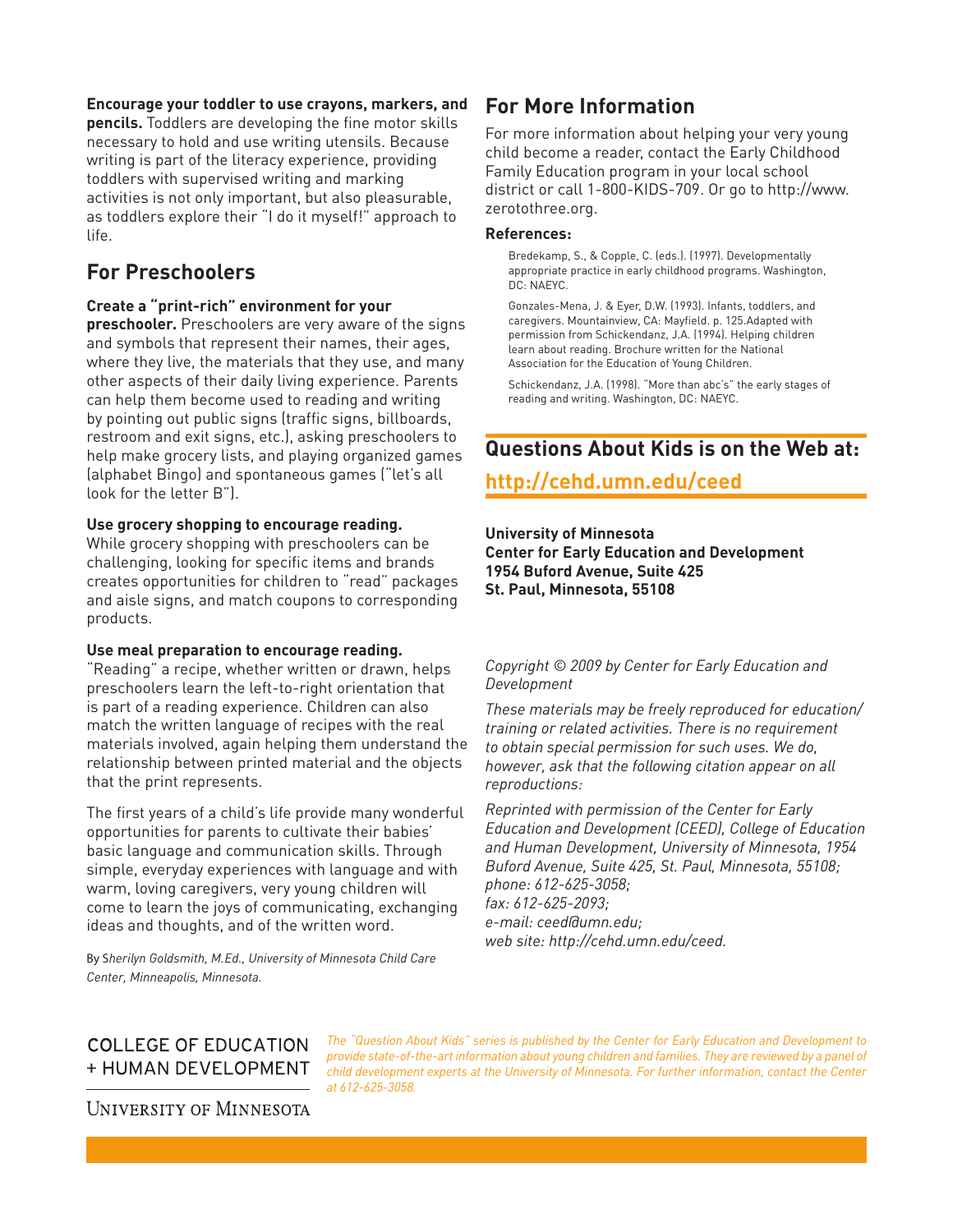**Encourage your toddler to use crayons, markers, and pencils.** Toddlers are developing the fine motor skills necessary to hold and use writing utensils. Because writing is part of the literacy experience, providing toddlers with supervised writing and marking activities is not only important, but also pleasurable, as toddlers explore their "I do it myself!" approach to life.

## For Preschoolers

**Create a "print-rich" environment for your preschooler.** Preschoolers are very aware of the signs and symbols that represent their names, their ages, where they live, the materials that they use, and many other aspects of their daily living experience. Parents can help them become used to reading and writing by pointing out public signs (traffic signs, billboards, restroom and exit signs, etc.), asking preschoolers to help make grocery lists, and playing organized games (alphabet Bingo) and spontaneous games ("let's all look for the letter B").

**Use grocery shopping to encourage reading.** While grocery shopping with preschoolers can be challenging, looking for specific items and brands creates opportunities for children to "read" packages and aisle signs, and match coupons to corresponding products.

**Use meal preparation to encourage reading.** "Reading" a recipe, whether written or drawn, helps preschoolers learn the left-to-right orientation that is part of a reading experience. Children can also match the written language of recipes with the real materials involved, again helping them understand the relationship between printed material and the objects that the print represents.

The first years of a child's life provide many wonderful opportunities for parents to cultivate their babies' basic language and communication skills. Through simple, everyday experiences with language and with warm, loving caregivers, very young children will come to learn the joys of communicating, exchanging ideas and thoughts, and of the written word.

By S*herilyn Goldsmith, M.Ed., University of Minnesota Child Care Center, Minneapolis, Minnesota.*

## For More Information

For more information about helping your very young child become a reader, contact the Early Childhood Family Education program in your local school district or call 1-800-KIDS-709. Or go to http://www.zerotothree.org.

### References:

Bredekamp, S., & Copple, C. (eds.). (1997). Developmentally appropriate practice in early childhood programs. Washington, DC: NAEYC.

Gonzales-Mena, J. & Eyer, D.W. (1993). Infants, toddlers, and caregivers. Mountainview, CA: Mayfield. p. 125.Adapted with permission from Schickendanz, J.A. (1994). Helping children learn about reading. Brochure written for the National Association for the Education of Young Children.

Schickendanz, J.A. (1998). "More than abc's" the early stages of reading and writing. Washington, DC: NAEYC.

## Questions About Kids is on the Web at:

## http://cehd.umn.edu/ceed

**University of Minnesota**
**Center for Early Education and Development**
**1954 Buford Avenue, Suite 425**
**St. Paul, Minnesota, 55108**

*Copyright © 2009 by Center for Early Education and Development*

*These materials may be freely reproduced for education/training or related activities. There is no requirement to obtain special permission for such uses. We do, however, ask that the following citation appear on all reproductions:*

*Reprinted with permission of the Center for Early Education and Development (CEED), College of Education and Human Development, University of Minnesota, 1954 Buford Avenue, Suite 425, St. Paul, Minnesota, 55108;*
*phone: 612-625-3058;*
*fax: 612-625-2093;*
*e-mail: ceed@umn.edu;*
*web site: http://cehd.umn.edu/ceed.*

COLLEGE OF EDUCATION + HUMAN DEVELOPMENT

UNIVERSITY OF MINNESOTA

*The "Question About Kids" series is published by the Center for Early Education and Development to provide state-of-the-art information about young children and families. They are reviewed by a panel of child development experts at the University of Minnesota. For further information, contact the Center at 612-625-3058.*